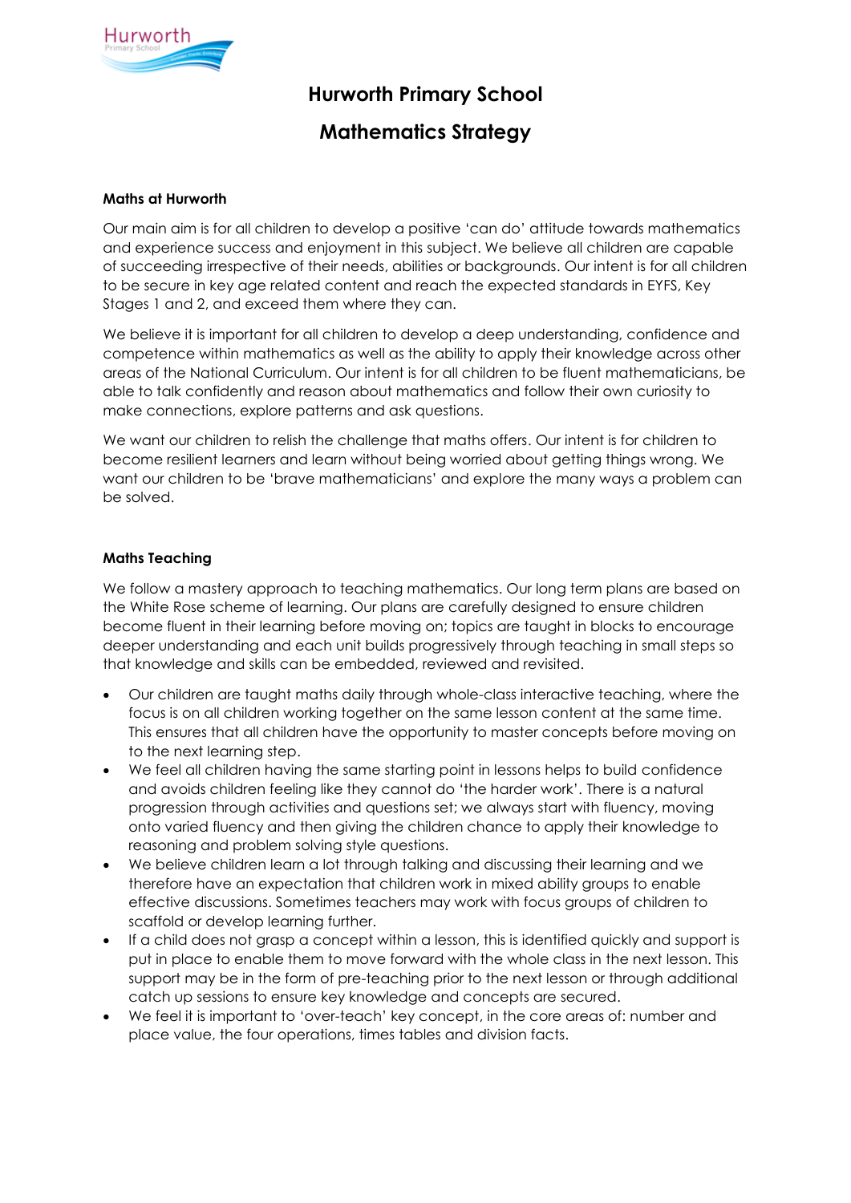# Hurworth Primary School

# Mathematics Strategy

### Maths at Hurworth

Our main aim is for all children to develop a positive 'can do' attitude towards mathematics and experience success and enjoyment in this subject. We believe all children are capable of succeeding irrespective of their needs, abilities or backgrounds. Our intent is for all children to be secure in key age related content and reach the expected standards in EYFS, Key Stages 1 and 2, and exceed them where they can.

We believe it is important for all children to develop a deep understanding, confidence and competence within mathematics as well as the ability to apply their knowledge across other areas of the National Curriculum. Our intent is for all children to be fluent mathematicians, be able to talk confidently and reason about mathematics and follow their own curiosity to make connections, explore patterns and ask questions.

We want our children to relish the challenge that maths offers. Our intent is for children to become resilient learners and learn without being worried about getting things wrong. We want our children to be 'brave mathematicians' and explore the many ways a problem can be solved.

### Maths Teaching

We follow a mastery approach to teaching mathematics. Our long term plans are based on the White Rose scheme of learning. Our plans are carefully designed to ensure children become fluent in their learning before moving on; topics are taught in blocks to encourage deeper understanding and each unit builds progressively through teaching in small steps so that knowledge and skills can be embedded, reviewed and revisited.

- Our children are taught maths daily through whole-class interactive teaching, where the focus is on all children working together on the same lesson content at the same time. This ensures that all children have the opportunity to master concepts before moving on to the next learning step.
- We feel all children having the same starting point in lessons helps to build confidence and avoids children feeling like they cannot do 'the harder work'. There is a natural progression through activities and questions set; we always start with fluency, moving onto varied fluency and then giving the children chance to apply their knowledge to reasoning and problem solving style questions.
- We believe children learn a lot through talking and discussing their learning and we therefore have an expectation that children work in mixed ability groups to enable effective discussions. Sometimes teachers may work with focus groups of children to scaffold or develop learning further.
- If a child does not grasp a concept within a lesson, this is identified quickly and support is put in place to enable them to move forward with the whole class in the next lesson. This support may be in the form of pre-teaching prior to the next lesson or through additional catch up sessions to ensure key knowledge and concepts are secured.
- We feel it is important to 'over-teach' key concept, in the core areas of: number and place value, the four operations, times tables and division facts.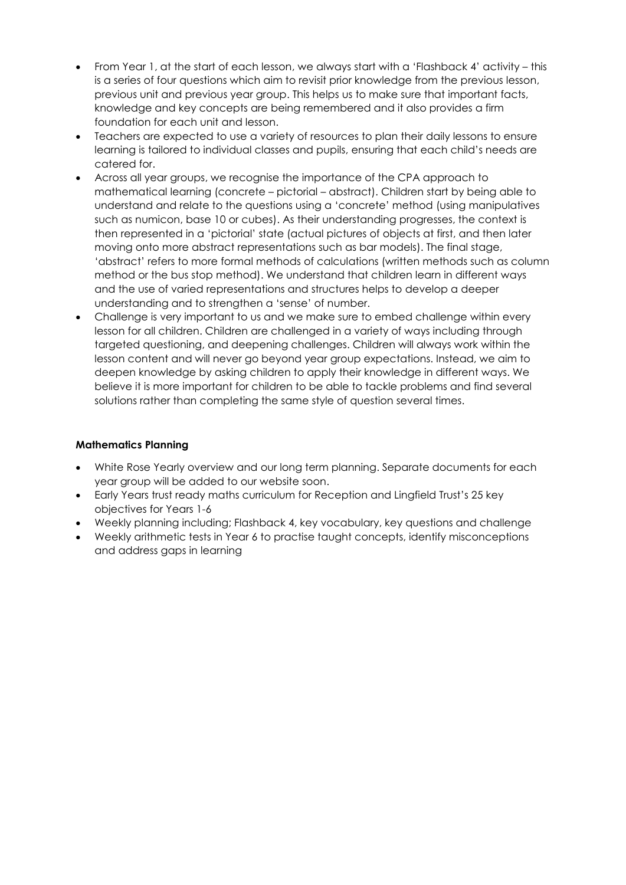- From Year 1, at the start of each lesson, we always start with a 'Flashback 4' activity – this is a series of four questions which aim to revisit prior knowledge from the previous lesson, previous unit and previous year group. This helps us to make sure that important facts, knowledge and key concepts are being remembered and it also provides a firm foundation for each unit and lesson.
- Teachers are expected to use a variety of resources to plan their daily lessons to ensure learning is tailored to individual classes and pupils, ensuring that each child's needs are catered for.
- Across all year groups, we recognise the importance of the CPA approach to mathematical learning (concrete – pictorial – abstract). Children start by being able to understand and relate to the questions using a 'concrete' method (using manipulatives such as numicon, base 10 or cubes). As their understanding progresses, the context is then represented in a 'pictorial' state (actual pictures of objects at first, and then later moving onto more abstract representations such as bar models). The final stage, 'abstract' refers to more formal methods of calculations (written methods such as column method or the bus stop method). We understand that children learn in different ways and the use of varied representations and structures helps to develop a deeper understanding and to strengthen a 'sense' of number.
- Challenge is very important to us and we make sure to embed challenge within every lesson for all children. Children are challenged in a variety of ways including through targeted questioning, and deepening challenges. Children will always work within the lesson content and will never go beyond year group expectations. Instead, we aim to deepen knowledge by asking children to apply their knowledge in different ways. We believe it is more important for children to be able to tackle problems and find several solutions rather than completing the same style of question several times.

**Mathematics Planning**

- White Rose Yearly overview and our long term planning. Separate documents for each year group will be added to our website soon.
- Early Years trust ready maths curriculum for Reception and Lingfield Trust's 25 key objectives for Years 1-6
- Weekly planning including; Flashback 4, key vocabulary, key questions and challenge
- Weekly arithmetic tests in Year 6 to practise taught concepts, identify misconceptions and address gaps in learning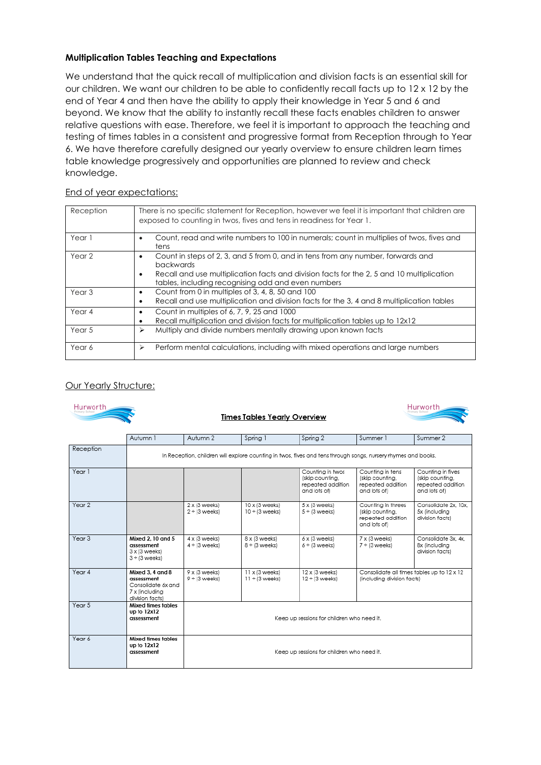**Multiplication Tables Teaching and Expectations**

We understand that the quick recall of multiplication and division facts is an essential skill for our children. We want our children to be able to confidently recall facts up to 12 x 12 by the end of Year 4 and then have the ability to apply their knowledge in Year 5 and 6 and beyond. We know that the ability to instantly recall these facts enables children to answer relative questions with ease. Therefore, we feel it is important to approach the teaching and testing of times tables in a consistent and progressive format from Reception through to Year 6. We have therefore carefully designed our yearly overview to ensure children learn times table knowledge progressively and opportunities are planned to review and check knowledge.

End of year expectations:

| | |
|---|---|
| Reception | There is no specific statement for Reception, however we feel it is important that children are exposed to counting in twos, fives and tens in readiness for Year 1. |
| Year 1 | • Count, read and write numbers to 100 in numerals; count in multiples of twos, fives and tens |
| Year 2 | • Count in steps of 2, 3, and 5 from 0, and in tens from any number, forwards and backwards<br>• Recall and use multiplication facts and division facts for the 2, 5 and 10 multiplication tables, including recognising odd and even numbers |
| Year 3 | • Count from 0 in multiples of 3, 4, 8, 50 and 100<br>• Recall and use multiplication and division facts for the 3, 4 and 8 multiplication tables |
| Year 4 | • Count in multiples of 6, 7, 9, 25 and 1000<br>• Recall multiplication and division facts for multiplication tables up to 12x12 |
| Year 5 | ➢ Multiply and divide numbers mentally drawing upon known facts |
| Year 6 | ➢ Perform mental calculations, including with mixed operations and large numbers |

Our Yearly Structure:

**Times Tables Yearly Overview**

| | Autumn 1 | Autumn 2 | Spring 1 | Spring 2 | Summer 1 | Summer 2 |
|---|---|---|---|---|---|---|
| Reception | In Reception, children will explore counting in twos, fives and tens through songs, nursery rhymes and books. | | | | | |
| Year 1 | | | | Counting in twos (skip counting, repeated addition and lots of) | Counting in tens (skip counting, repeated addition and lots of) | Counting in fives (skip counting, repeated addition and lots of) |
| Year 2 | | 2 x (3 weeks)<br>2 ÷ (3 weeks) | 10 x (3 weeks)<br>10 ÷ (3 weeks) | 5 x (3 weeks)<br>5 ÷ (3 weeks) | Counting in threes (skip counting, repeated addition and lots of) | Consolidate 2x, 10x, 5x (including division facts) |
| Year 3 | **Mixed 2, 10 and 5 assessment**<br>3 x (3 weeks)<br>3 ÷ (3 weeks) | 4 x (3 weeks)<br>4 ÷ (3 weeks) | 8 x (3 weeks)<br>8 ÷ (3 weeks) | 6 x (3 weeks)<br>6 ÷ (3 weeks) | 7 x (3 weeks)<br>7 ÷ (3 weeks) | Consolidate 3x, 4x, 8x (including division facts) |
| Year 4 | **Mixed 3, 4 and 8 assessment**<br>Consolidate 6x and 7x (including division facts) | 9 x (3 weeks)<br>9 ÷ (3 weeks) | 11 x (3 weeks)<br>11 ÷ (3 weeks) | 12 x (3 weeks)<br>12 ÷ (3 weeks) | Consolidate all times tables up to 12 x 12 (including division facts) | |
| Year 5 | **Mixed times tables up to 12x12 assessment** | Keep up sessions for children who need it. | | | | |
| Year 6 | **Mixed times tables up to 12x12 assessment** | Keep up sessions for children who need it. | | | | |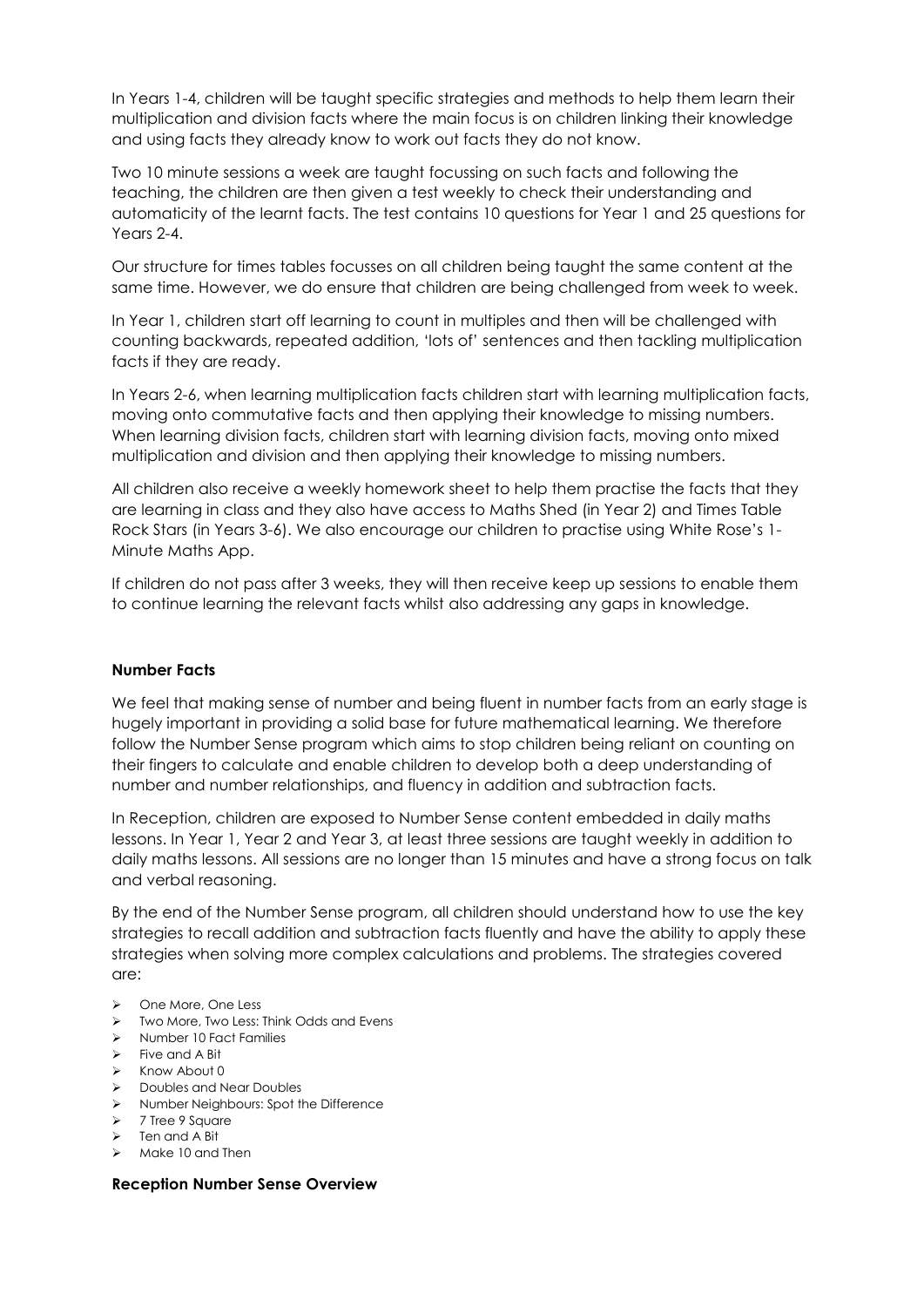In Years 1-4, children will be taught specific strategies and methods to help them learn their multiplication and division facts where the main focus is on children linking their knowledge and using facts they already know to work out facts they do not know.

Two 10 minute sessions a week are taught focussing on such facts and following the teaching, the children are then given a test weekly to check their understanding and automaticity of the learnt facts. The test contains 10 questions for Year 1 and 25 questions for Years 2-4.

Our structure for times tables focusses on all children being taught the same content at the same time. However, we do ensure that children are being challenged from week to week.

In Year 1, children start off learning to count in multiples and then will be challenged with counting backwards, repeated addition, 'lots of' sentences and then tackling multiplication facts if they are ready.

In Years 2-6, when learning multiplication facts children start with learning multiplication facts, moving onto commutative facts and then applying their knowledge to missing numbers. When learning division facts, children start with learning division facts, moving onto mixed multiplication and division and then applying their knowledge to missing numbers.

All children also receive a weekly homework sheet to help them practise the facts that they are learning in class and they also have access to Maths Shed (in Year 2) and Times Table Rock Stars (in Years 3-6). We also encourage our children to practise using White Rose's 1-Minute Maths App.

If children do not pass after 3 weeks, they will then receive keep up sessions to enable them to continue learning the relevant facts whilst also addressing any gaps in knowledge.

**Number Facts**

We feel that making sense of number and being fluent in number facts from an early stage is hugely important in providing a solid base for future mathematical learning. We therefore follow the Number Sense program which aims to stop children being reliant on counting on their fingers to calculate and enable children to develop both a deep understanding of number and number relationships, and fluency in addition and subtraction facts.

In Reception, children are exposed to Number Sense content embedded in daily maths lessons. In Year 1, Year 2 and Year 3, at least three sessions are taught weekly in addition to daily maths lessons. All sessions are no longer than 15 minutes and have a strong focus on talk and verbal reasoning.

By the end of the Number Sense program, all children should understand how to use the key strategies to recall addition and subtraction facts fluently and have the ability to apply these strategies when solving more complex calculations and problems. The strategies covered are:

- One More, One Less
- Two More, Two Less: Think Odds and Evens
- Number 10 Fact Families
- Five and A Bit
- Know About 0
- Doubles and Near Doubles
- Number Neighbours: Spot the Difference
- 7 Tree 9 Square
- Ten and A Bit
- Make 10 and Then

**Reception Number Sense Overview**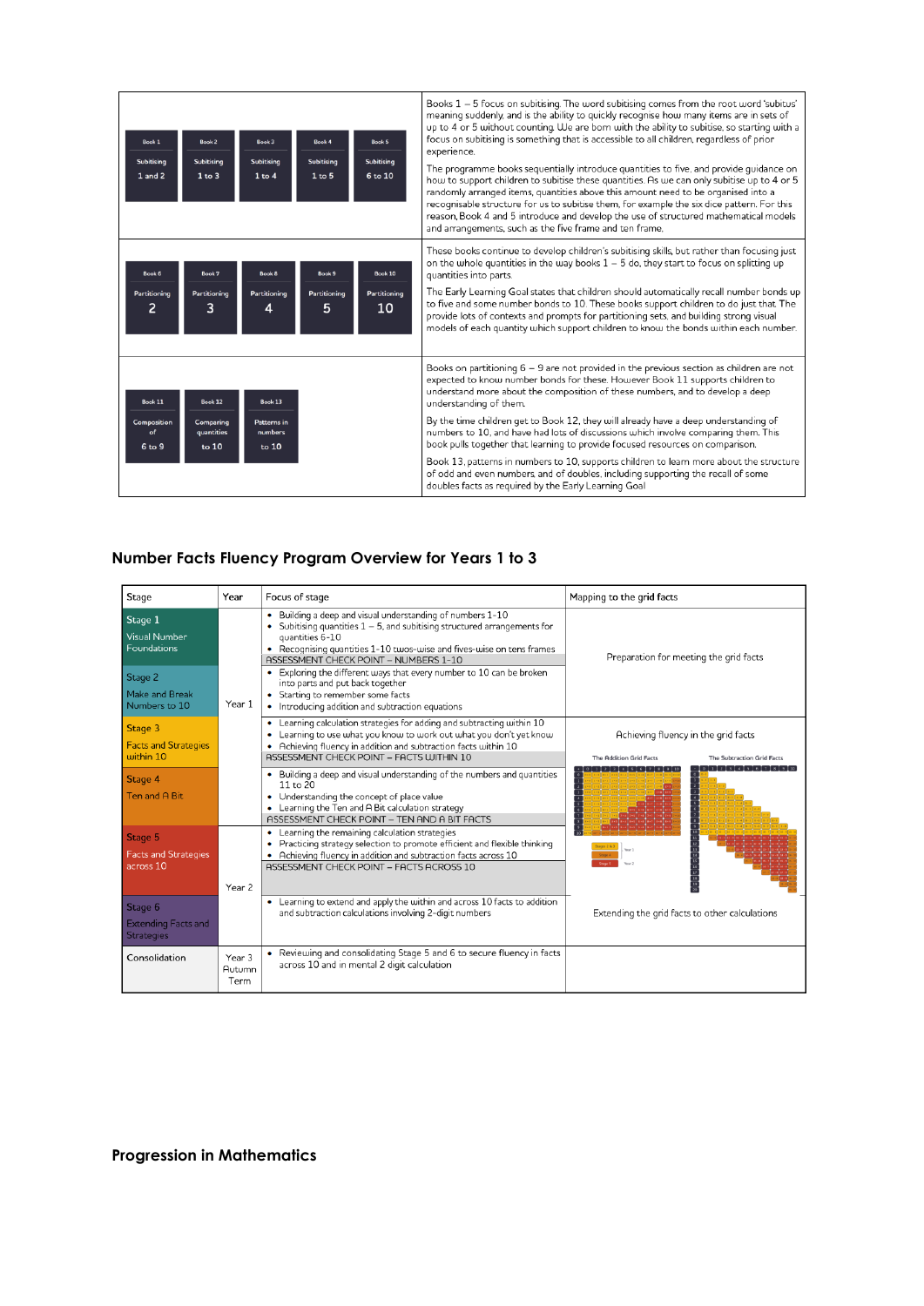| | |
|---|---|
| Book 1 Subitising 1 and 2 · Book 2 Subitising 1 to 3 · Book 3 Subitising 1 to 4 · Book 4 Subitising 1 to 5 · Book 5 Subitising 6 to 10 | Books 1 – 5 focus on subitising. The word subitising comes from the root word 'subitus' meaning suddenly, and is the ability to quickly recognise how many items are in sets of up to 4 or 5 without counting. We are born with the ability to subitise, so starting with a focus on subitising is something that is accessible to all children, regardless of prior experience.<br><br>The programme books sequentially introduce quantities to five, and provide guidance on how to support children to subitise these quantities. As we can only subitise up to 4 or 5 randomly arranged items, quantities above this amount need to be organised into a recognisable structure for us to subitise them, for example the six dice pattern. For this reason, Book 4 and 5 introduce and develop the use of structured mathematical models and arrangements, such as the five frame and ten frame. |
| Book 6 Partitioning 2 · Book 7 Partitioning 3 · Book 8 Partitioning 4 · Book 9 Partitioning 5 · Book 10 Partitioning 10 | These books continue to develop children's subitising skills, but rather than focusing just on the whole quantities in the way books 1 – 5 do, they start to focus on splitting up quantities into parts.<br><br>The Early Learning Goal states that children should automatically recall number bonds up to five and some number bonds to 10. These books support children to do just that. The provide lots of contexts and prompts for partitioning sets, and building strong visual models of each quantity which support children to know the bonds within each number. |
| Book 11 Composition of 6 to 9 · Book 12 Comparing quantities to 10 · Book 13 Patterns in numbers to 10 | Books on partitioning 6 – 9 are not provided in the previous section as children are not expected to know number bonds for these. However Book 11 supports children to understand more about the composition of these numbers, and to develop a deep understanding of them.<br><br>By the time children get to Book 12, they will already have a deep understanding of numbers to 10, and have had lots of discussions which involve comparing them. This book pulls together that learning to provide focused resources on comparison.<br><br>Book 13, patterns in numbers to 10, supports children to learn more about the structure of odd and even numbers, and of doubles, including supporting the recall of some doubles facts as required by the Early Learning Goal |

## Number Facts Fluency Program Overview for Years 1 to 3

| Stage | Year | Focus of stage | Mapping to the grid facts |
|---|---|---|---|
| Stage 1<br>Visual Number Foundations | Year 1 | • Building a deep and visual understanding of numbers 1-10<br>• Subitising quantities 1 – 5, and subitising structured arrangements for quantities 6-10<br>• Recognising quantities 1-10 twos-wise and fives-wise on tens frames<br>ASSESSMENT CHECK POINT – NUMBERS 1-10 | Preparation for meeting the grid facts |
| Stage 2<br>Make and Break Numbers to 10 | | • Exploring the different ways that every number to 10 can be broken into parts and put back together<br>• Starting to remember some facts<br>• Introducing addition and subtraction equations | |
| Stage 3<br>Facts and Strategies within 10 | | • Learning calculation strategies for adding and subtracting within 10<br>• Learning to use what you know to work out what you don't yet know<br>• Achieving fluency in addition and subtraction facts within 10<br>ASSESSMENT CHECK POINT – FACTS WITHIN 10 | Achieving fluency in the grid facts<br>The Addition Grid Facts · The Subtraction Grid Facts |
| Stage 4<br>Ten and A Bit | | • Building a deep and visual understanding of the numbers and quantities 11 to 20<br>• Understanding the concept of place value<br>• Learning the Ten and A Bit calculation strategy<br>ASSESSMENT CHECK POINT – TEN AND A BIT FACTS | |
| Stage 5<br>Facts and Strategies across 10 | Year 2 | • Learning the remaining calculation strategies<br>• Practicing strategy selection to promote efficient and flexible thinking<br>• Achieving fluency in addition and subtraction facts across 10<br>ASSESSMENT CHECK POINT – FACTS ACROSS 10 | |
| Stage 6<br>Extending Facts and Strategies | | • Learning to extend and apply the within and across 10 facts to addition and subtraction calculations involving 2-digit numbers | Extending the grid facts to other calculations |
| Consolidation | Year 3 Autumn Term | • Reviewing and consolidating Stage 5 and 6 to secure fluency in facts across 10 and in mental 2 digit calculation | |

## Progression in Mathematics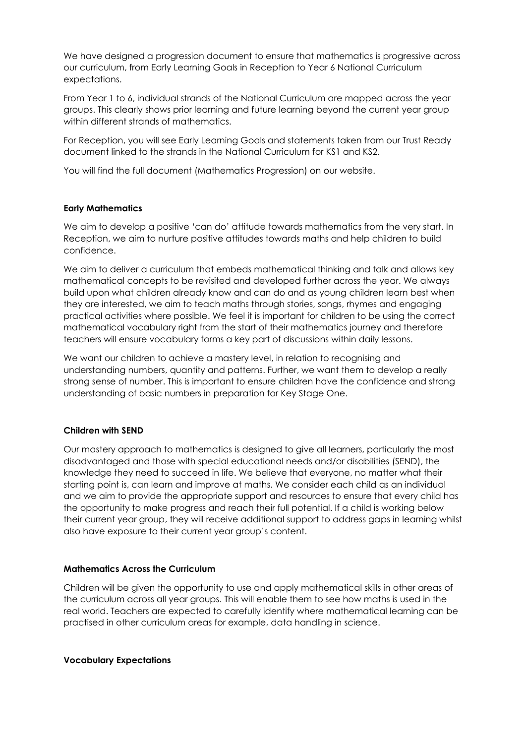We have designed a progression document to ensure that mathematics is progressive across our curriculum, from Early Learning Goals in Reception to Year 6 National Curriculum expectations.

From Year 1 to 6, individual strands of the National Curriculum are mapped across the year groups. This clearly shows prior learning and future learning beyond the current year group within different strands of mathematics.

For Reception, you will see Early Learning Goals and statements taken from our Trust Ready document linked to the strands in the National Curriculum for KS1 and KS2.

You will find the full document (Mathematics Progression) on our website.

**Early Mathematics**

We aim to develop a positive 'can do' attitude towards mathematics from the very start. In Reception, we aim to nurture positive attitudes towards maths and help children to build confidence.

We aim to deliver a curriculum that embeds mathematical thinking and talk and allows key mathematical concepts to be revisited and developed further across the year. We always build upon what children already know and can do and as young children learn best when they are interested, we aim to teach maths through stories, songs, rhymes and engaging practical activities where possible. We feel it is important for children to be using the correct mathematical vocabulary right from the start of their mathematics journey and therefore teachers will ensure vocabulary forms a key part of discussions within daily lessons.

We want our children to achieve a mastery level, in relation to recognising and understanding numbers, quantity and patterns. Further, we want them to develop a really strong sense of number. This is important to ensure children have the confidence and strong understanding of basic numbers in preparation for Key Stage One.

**Children with SEND**

Our mastery approach to mathematics is designed to give all learners, particularly the most disadvantaged and those with special educational needs and/or disabilities (SEND), the knowledge they need to succeed in life. We believe that everyone, no matter what their starting point is, can learn and improve at maths. We consider each child as an individual and we aim to provide the appropriate support and resources to ensure that every child has the opportunity to make progress and reach their full potential. If a child is working below their current year group, they will receive additional support to address gaps in learning whilst also have exposure to their current year group's content.

**Mathematics Across the Curriculum**

Children will be given the opportunity to use and apply mathematical skills in other areas of the curriculum across all year groups. This will enable them to see how maths is used in the real world. Teachers are expected to carefully identify where mathematical learning can be practised in other curriculum areas for example, data handling in science.

**Vocabulary Expectations**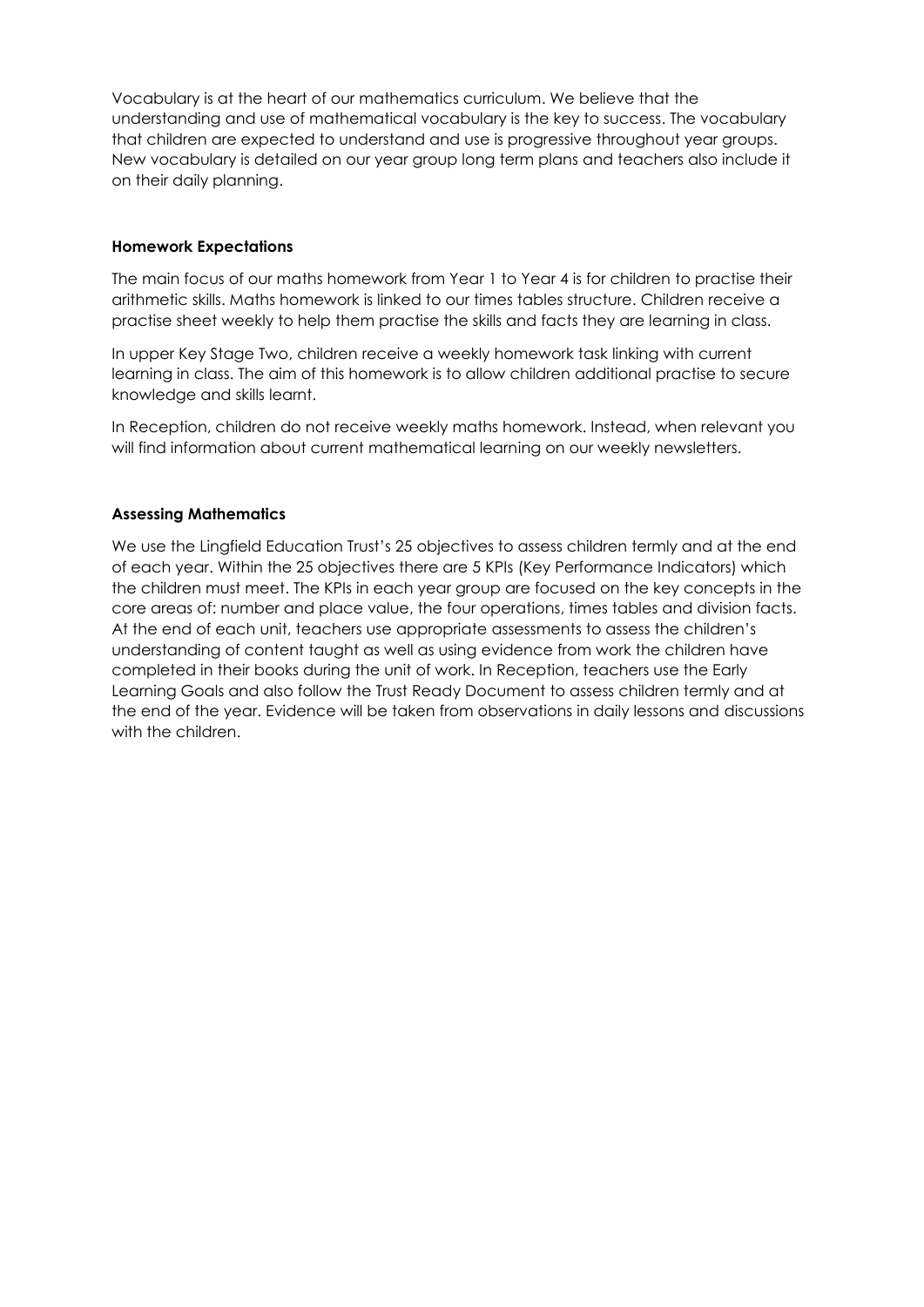Vocabulary is at the heart of our mathematics curriculum. We believe that the understanding and use of mathematical vocabulary is the key to success. The vocabulary that children are expected to understand and use is progressive throughout year groups. New vocabulary is detailed on our year group long term plans and teachers also include it on their daily planning.

**Homework Expectations**

The main focus of our maths homework from Year 1 to Year 4 is for children to practise their arithmetic skills. Maths homework is linked to our times tables structure. Children receive a practise sheet weekly to help them practise the skills and facts they are learning in class.

In upper Key Stage Two, children receive a weekly homework task linking with current learning in class. The aim of this homework is to allow children additional practise to secure knowledge and skills learnt.

In Reception, children do not receive weekly maths homework. Instead, when relevant you will find information about current mathematical learning on our weekly newsletters.

**Assessing Mathematics**

We use the Lingfield Education Trust's 25 objectives to assess children termly and at the end of each year. Within the 25 objectives there are 5 KPIs (Key Performance Indicators) which the children must meet. The KPIs in each year group are focused on the key concepts in the core areas of: number and place value, the four operations, times tables and division facts. At the end of each unit, teachers use appropriate assessments to assess the children's understanding of content taught as well as using evidence from work the children have completed in their books during the unit of work. In Reception, teachers use the Early Learning Goals and also follow the Trust Ready Document to assess children termly and at the end of the year. Evidence will be taken from observations in daily lessons and discussions with the children.